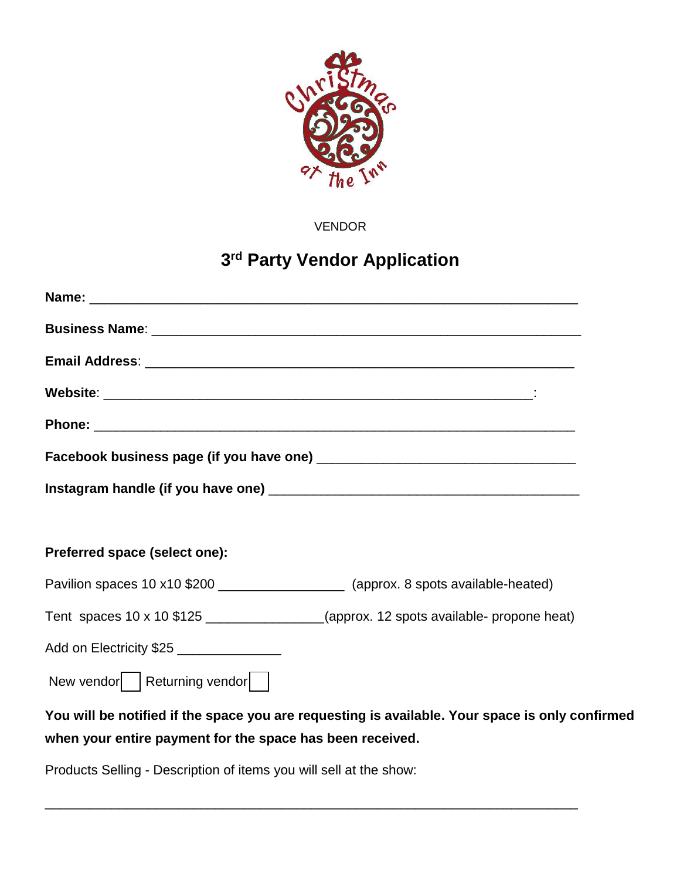Christmas at the Inn

VENDOR

# 3rd Party Vendor Application

**Name:** ___________________________________________________________________

**Business Name**: ____________________________________________________________

**Email Address**: ____________________________________________________________

**Website**: ________________________________________________________________:

**Phone:** ___________________________________________________________________

**Facebook business page (if you have one)** __________________________________

**Instagram handle (if you have one)** ______________________________________

**Preferred space (select one):**

Pavilion spaces 10 x10 $200 _________________ (approx. 8 spots available-heated)

Tent spaces 10 x 10 $125 ________________(approx. 12 spots available- propone heat)

Add on Electricity $25 ______________

New vendor ☐ Returning vendor ☐

**You will be notified if the space you are requesting is available. Your space is only confirmed when your entire payment for the space has been received.**

Products Selling - Description of items you will sell at the show:

_________________________________________________________________________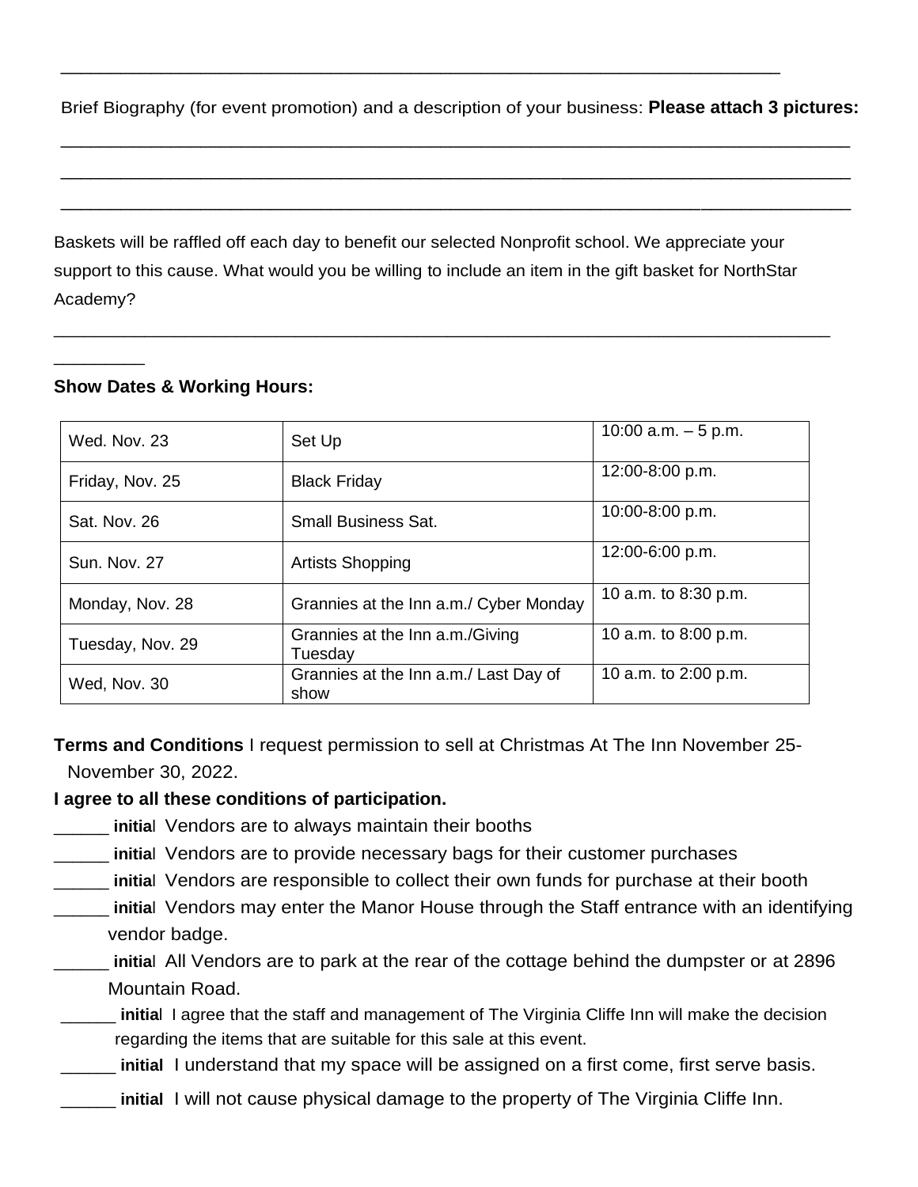\_\_\_\_\_\_\_\_\_\_\_\_\_\_\_\_\_\_\_\_\_\_\_\_\_\_\_\_\_\_\_\_\_\_\_\_\_\_\_\_\_\_\_\_\_\_\_\_\_\_\_\_\_\_\_\_\_\_\_\_\_\_\_\_

Brief Biography (for event promotion) and a description of your business: **Please attach 3 pictures:**

\_\_\_\_\_\_\_\_\_\_\_\_\_\_\_\_\_\_\_\_\_\_\_\_\_\_\_\_\_\_\_\_\_\_\_\_\_\_\_\_\_\_\_\_\_\_\_\_\_\_\_\_\_\_\_\_\_\_\_\_\_\_\_\_\_\_\_\_\_\_\_\_\_

\_\_\_\_\_\_\_\_\_\_\_\_\_\_\_\_\_\_\_\_\_\_\_\_\_\_\_\_\_\_\_\_\_\_\_\_\_\_\_\_\_\_\_\_\_\_\_\_\_\_\_\_\_\_\_\_\_\_\_\_\_\_\_\_\_\_\_\_\_\_\_\_\_

\_\_\_\_\_\_\_\_\_\_\_\_\_\_\_\_\_\_\_\_\_\_\_\_\_\_\_\_\_\_\_\_\_\_\_\_\_\_\_\_\_\_\_\_\_\_\_\_\_\_\_\_\_\_\_\_\_\_\_\_\_\_\_\_\_\_\_\_\_\_\_\_\_

Baskets will be raffled off each day to benefit our selected Nonprofit school. We appreciate your support to this cause. What would you be willing to include an item in the gift basket for NorthStar Academy?

\_\_\_\_\_\_\_\_\_\_\_\_\_\_\_\_\_\_\_\_\_\_\_\_\_\_\_\_\_\_\_\_\_\_\_\_\_\_\_\_\_\_\_\_\_\_\_\_\_\_\_\_\_\_\_\_\_\_\_\_\_\_\_\_\_\_\_\_\_\_\_\_\_\_\_\_\_\_\_\_\_\_\_\_

**Show Dates & Working Hours:**

| | | |
|---|---|---|
| Wed. Nov. 23 | Set Up | 10:00 a.m. – 5 p.m. |
| Friday, Nov. 25 | Black Friday | 12:00-8:00 p.m. |
| Sat. Nov. 26 | Small Business Sat. | 10:00-8:00 p.m. |
| Sun. Nov. 27 | Artists Shopping | 12:00-6:00 p.m. |
| Monday, Nov. 28 | Grannies at the Inn a.m./ Cyber Monday | 10 a.m. to 8:30 p.m. |
| Tuesday, Nov. 29 | Grannies at the Inn a.m./Giving Tuesday | 10 a.m. to 8:00 p.m. |
| Wed, Nov. 30 | Grannies at the Inn a.m./ Last Day of show | 10 a.m. to 2:00 p.m. |

**Terms and Conditions** I request permission to sell at Christmas At The Inn November 25- November 30, 2022.

**I agree to all these conditions of participation.**

\_\_\_\_\_ **initial** Vendors are to always maintain their booths

\_\_\_\_\_ **initial** Vendors are to provide necessary bags for their customer purchases

\_\_\_\_\_ **initial** Vendors are responsible to collect their own funds for purchase at their booth

\_\_\_\_\_ **initial** Vendors may enter the Manor House through the Staff entrance with an identifying vendor badge.

\_\_\_\_\_ **initial** All Vendors are to park at the rear of the cottage behind the dumpster or at 2896 Mountain Road.

\_\_\_\_\_ **initial** I agree that the staff and management of The Virginia Cliffe Inn will make the decision regarding the items that are suitable for this sale at this event.

\_\_\_\_\_ **initial** I understand that my space will be assigned on a first come, first serve basis.

\_\_\_\_\_ **initial** I will not cause physical damage to the property of The Virginia Cliffe Inn.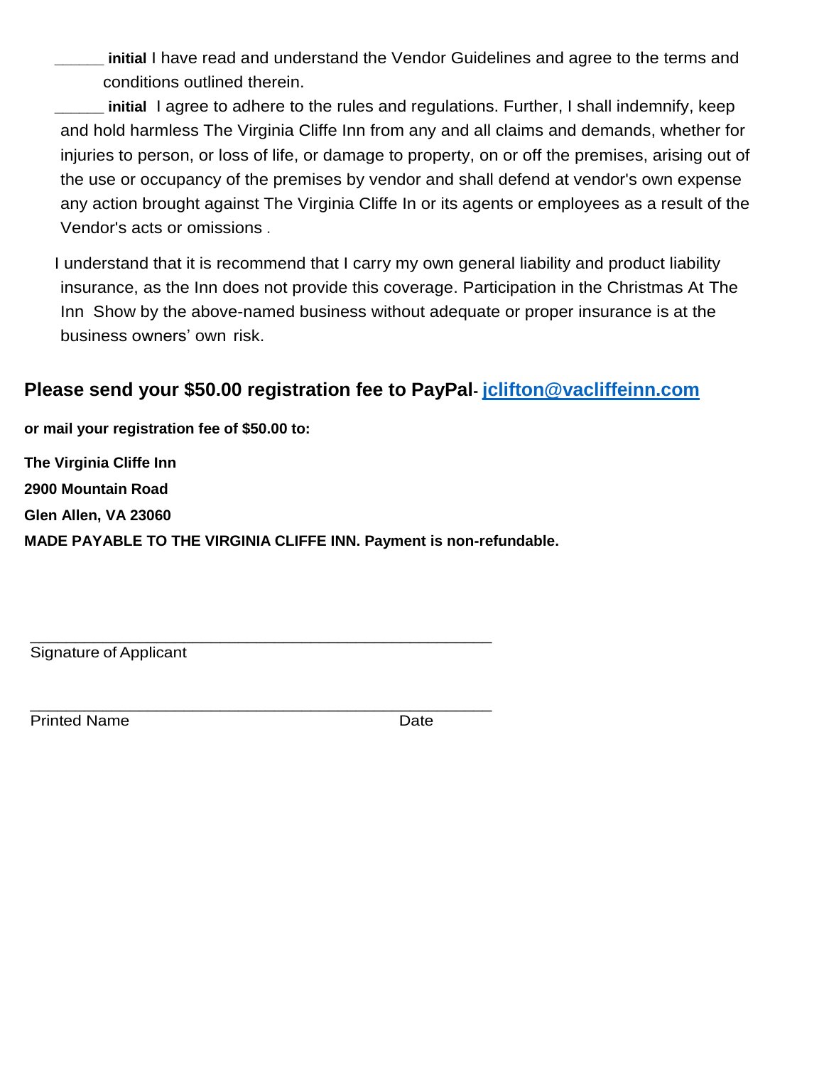\_\_\_\_\_ **initial** I have read and understand the Vendor Guidelines and agree to the terms and conditions outlined therein.

\_\_\_\_\_ **initial** I agree to adhere to the rules and regulations. Further, I shall indemnify, keep and hold harmless The Virginia Cliffe Inn from any and all claims and demands, whether for injuries to person, or loss of life, or damage to property, on or off the premises, arising out of the use or occupancy of the premises by vendor and shall defend at vendor's own expense any action brought against The Virginia Cliffe In or its agents or employees as a result of the Vendor's acts or omissions .

I understand that it is recommend that I carry my own general liability and product liability insurance, as the Inn does not provide this coverage. Participation in the Christmas At The Inn Show by the above-named business without adequate or proper insurance is at the business owners' own risk.

## Please send your $50.00 registration fee to PayPal- [jclifton@vacliffeinn.com](mailto:jclifton@vacliffeinn.com)

**or mail your registration fee of $50.00 to:**

**The Virginia Cliffe Inn**
**2900 Mountain Road**
**Glen Allen, VA 23060**
**MADE PAYABLE TO THE VIRGINIA CLIFFE INN. Payment is non-refundable.**

\_\_\_\_\_\_\_\_\_\_\_\_\_\_\_\_\_\_\_\_\_\_\_\_\_\_\_\_\_\_\_\_\_\_\_\_\_\_\_\_\_\_\_\_\_\_\_\_
Signature of Applicant

\_\_\_\_\_\_\_\_\_\_\_\_\_\_\_\_\_\_\_\_\_\_\_\_\_\_\_\_\_\_\_\_\_\_\_\_\_\_\_\_\_\_\_\_\_\_\_\_
Printed Name Date